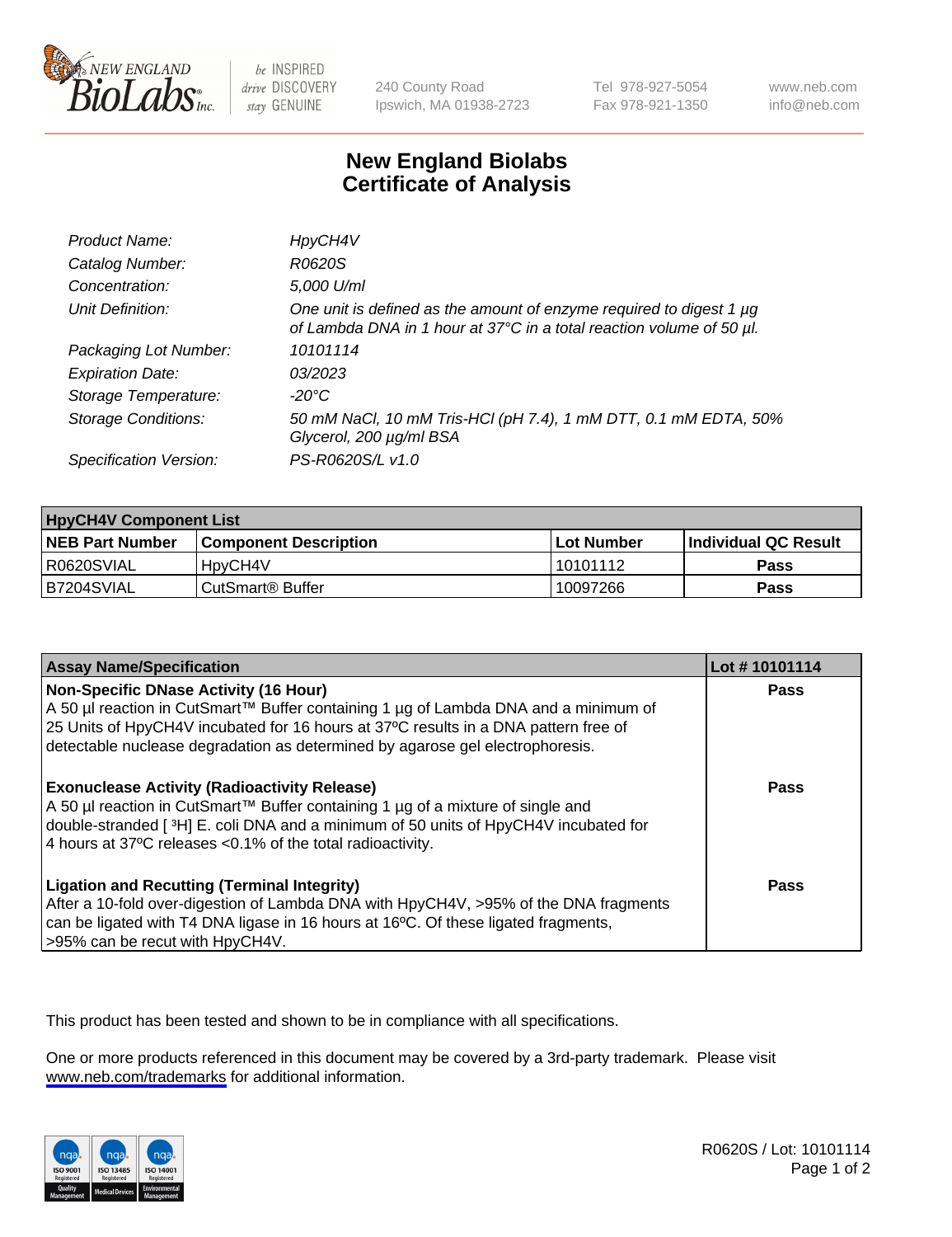# New England Biolabs Certificate of Analysis

| | |
|---|---|
| *Product Name:* | *HpyCH4V* |
| *Catalog Number:* | *R0620S* |
| *Concentration:* | *5,000 U/ml* |
| *Unit Definition:* | *One unit is defined as the amount of enzyme required to digest 1 µg of Lambda DNA in 1 hour at 37°C in a total reaction volume of 50 µl.* |
| *Packaging Lot Number:* | *10101114* |
| *Expiration Date:* | *03/2023* |
| *Storage Temperature:* | *-20°C* |
| *Storage Conditions:* | *50 mM NaCl, 10 mM Tris-HCl (pH 7.4), 1 mM DTT, 0.1 mM EDTA, 50% Glycerol, 200 µg/ml BSA* |
| *Specification Version:* | *PS-R0620S/L v1.0* |

| **HpyCH4V Component List** | | | |
|---|---|---|---|
| **NEB Part Number** | **Component Description** | **Lot Number** | **Individual QC Result** |
| R0620SVIAL | HpyCH4V | 10101112 | **Pass** |
| B7204SVIAL | CutSmart® Buffer | 10097266 | **Pass** |

| **Assay Name/Specification** | **Lot # 10101114** |
|---|---|
| **Non-Specific DNase Activity (16 Hour)**<br>A 50 µl reaction in CutSmart™ Buffer containing 1 µg of Lambda DNA and a minimum of 25 Units of HpyCH4V incubated for 16 hours at 37ºC results in a DNA pattern free of detectable nuclease degradation as determined by agarose gel electrophoresis. | **Pass** |
| **Exonuclease Activity (Radioactivity Release)**<br>A 50 µl reaction in CutSmart™ Buffer containing 1 µg of a mixture of single and double-stranded [ $^3$H] E. coli DNA and a minimum of 50 units of HpyCH4V incubated for 4 hours at 37ºC releases <0.1% of the total radioactivity. | **Pass** |
| **Ligation and Recutting (Terminal Integrity)**<br>After a 10-fold over-digestion of Lambda DNA with HpyCH4V, >95% of the DNA fragments can be ligated with T4 DNA ligase in 16 hours at 16ºC. Of these ligated fragments, >95% can be recut with HpyCH4V. | **Pass** |

This product has been tested and shown to be in compliance with all specifications.

One or more products referenced in this document may be covered by a 3rd-party trademark. Please visit www.neb.com/trademarks for additional information.

R0620S / Lot: 10101114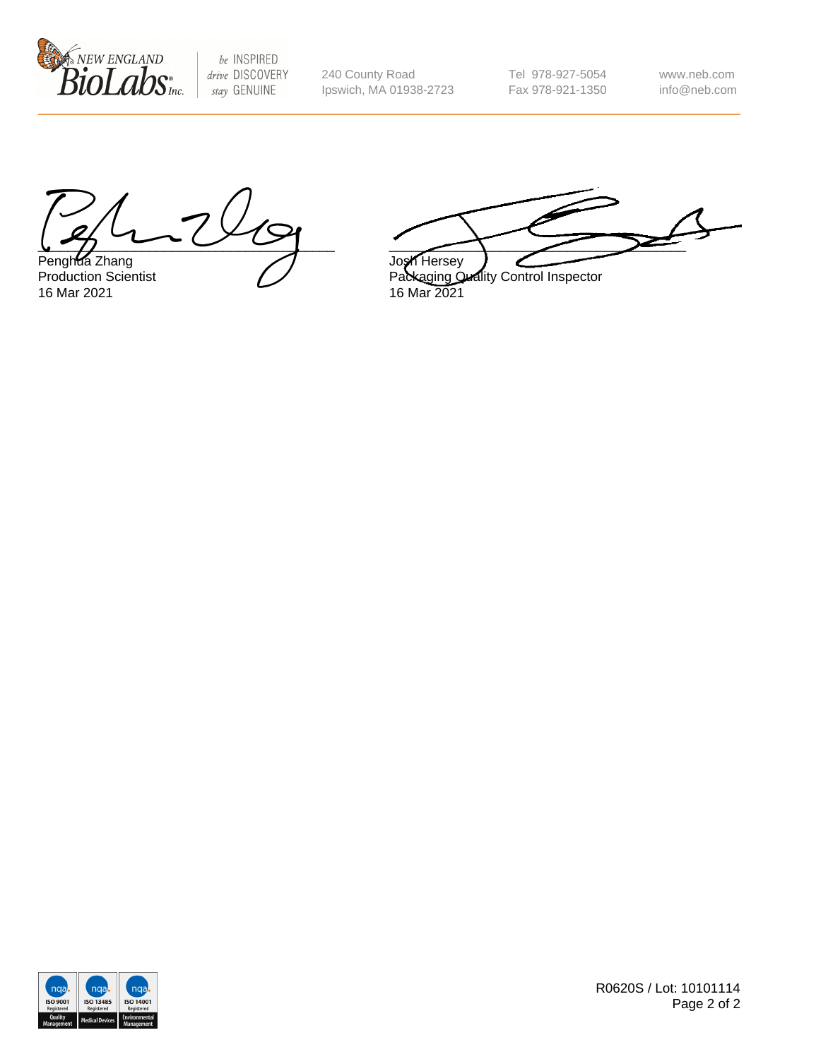240 County Road
Ipswich, MA 01938-2723

Tel 978-927-5054
Fax 978-921-1350

www.neb.com
info@neb.com

Penghua Zhang
Production Scientist
16 Mar 2021

Josh Hersey
Packaging Quality Control Inspector
16 Mar 2021

R0620S / Lot: 10101114